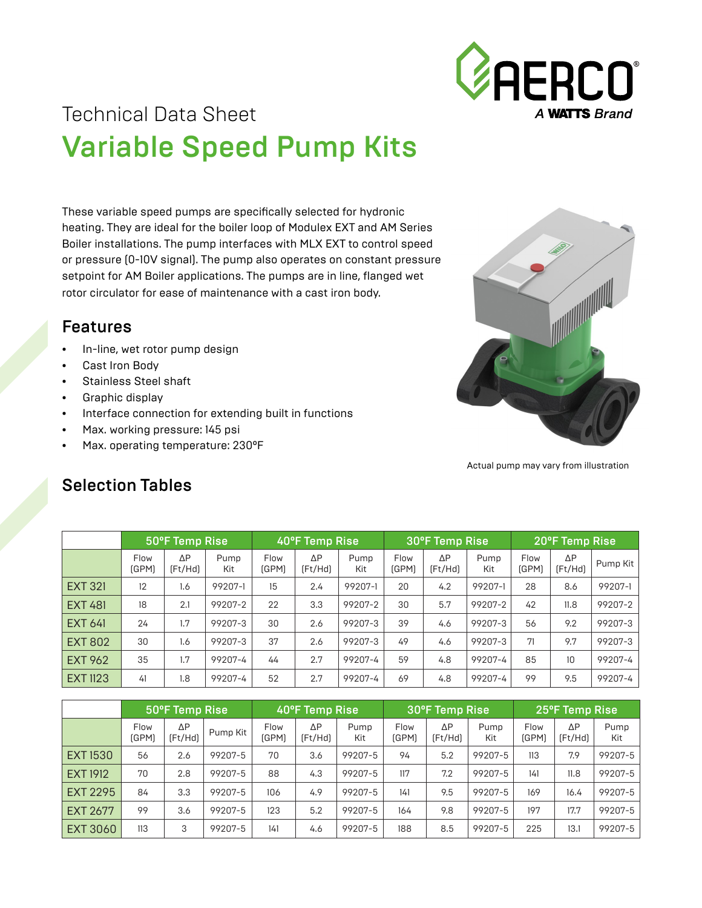# Technical Data Sheet

# Variable Speed Pump Kits

These variable speed pumps are specifically selected for hydronic heating. They are ideal for the boiler loop of Modulex EXT and AM Series Boiler installations. The pump interfaces with MLX EXT to control speed or pressure (0-10V signal). The pump also operates on constant pressure setpoint for AM Boiler applications. The pumps are in line, flanged wet rotor circulator for ease of maintenance with a cast iron body.

## Features

- In-line, wet rotor pump design
- Cast Iron Body
- Stainless Steel shaft
- Graphic display
- Interface connection for extending built in functions
- Max. working pressure: 145 psi
- Max. operating temperature: 230°F

Actual pump may vary from illustration

## Selection Tables

| | 50°F Temp Rise | | | 40°F Temp Rise | | | 30°F Temp Rise | | | 20°F Temp Rise | | |
|---|---|---|---|---|---|---|---|---|---|---|---|---|
| | Flow (GPM) | ΔP (Ft/Hd) | Pump Kit | Flow (GPM) | ΔP (Ft/Hd) | Pump Kit | Flow (GPM) | ΔP (Ft/Hd) | Pump Kit | Flow (GPM) | ΔP (Ft/Hd) | Pump Kit |
| EXT 321 | 12 | 1.6 | 99207-1 | 15 | 2.4 | 99207-1 | 20 | 4.2 | 99207-1 | 28 | 8.6 | 99207-1 |
| EXT 481 | 18 | 2.1 | 99207-2 | 22 | 3.3 | 99207-2 | 30 | 5.7 | 99207-2 | 42 | 11.8 | 99207-2 |
| EXT 641 | 24 | 1.7 | 99207-3 | 30 | 2.6 | 99207-3 | 39 | 4.6 | 99207-3 | 56 | 9.2 | 99207-3 |
| EXT 802 | 30 | 1.6 | 99207-3 | 37 | 2.6 | 99207-3 | 49 | 4.6 | 99207-3 | 71 | 9.7 | 99207-3 |
| EXT 962 | 35 | 1.7 | 99207-4 | 44 | 2.7 | 99207-4 | 59 | 4.8 | 99207-4 | 85 | 10 | 99207-4 |
| EXT 1123 | 41 | 1.8 | 99207-4 | 52 | 2.7 | 99207-4 | 69 | 4.8 | 99207-4 | 99 | 9.5 | 99207-4 |

| | 50°F Temp Rise | | | 40°F Temp Rise | | | 30°F Temp Rise | | | 25°F Temp Rise | | |
|---|---|---|---|---|---|---|---|---|---|---|---|---|
| | Flow (GPM) | ΔP (Ft/Hd) | Pump Kit | Flow (GPM) | ΔP (Ft/Hd) | Pump Kit | Flow (GPM) | ΔP (Ft/Hd) | Pump Kit | Flow (GPM) | ΔP (Ft/Hd) | Pump Kit |
| EXT 1530 | 56 | 2.6 | 99207-5 | 70 | 3.6 | 99207-5 | 94 | 5.2 | 99207-5 | 113 | 7.9 | 99207-5 |
| EXT 1912 | 70 | 2.8 | 99207-5 | 88 | 4.3 | 99207-5 | 117 | 7.2 | 99207-5 | 141 | 11.8 | 99207-5 |
| EXT 2295 | 84 | 3.3 | 99207-5 | 106 | 4.9 | 99207-5 | 141 | 9.5 | 99207-5 | 169 | 16.4 | 99207-5 |
| EXT 2677 | 99 | 3.6 | 99207-5 | 123 | 5.2 | 99207-5 | 164 | 9.8 | 99207-5 | 197 | 17.7 | 99207-5 |
| EXT 3060 | 113 | 3 | 99207-5 | 141 | 4.6 | 99207-5 | 188 | 8.5 | 99207-5 | 225 | 13.1 | 99207-5 |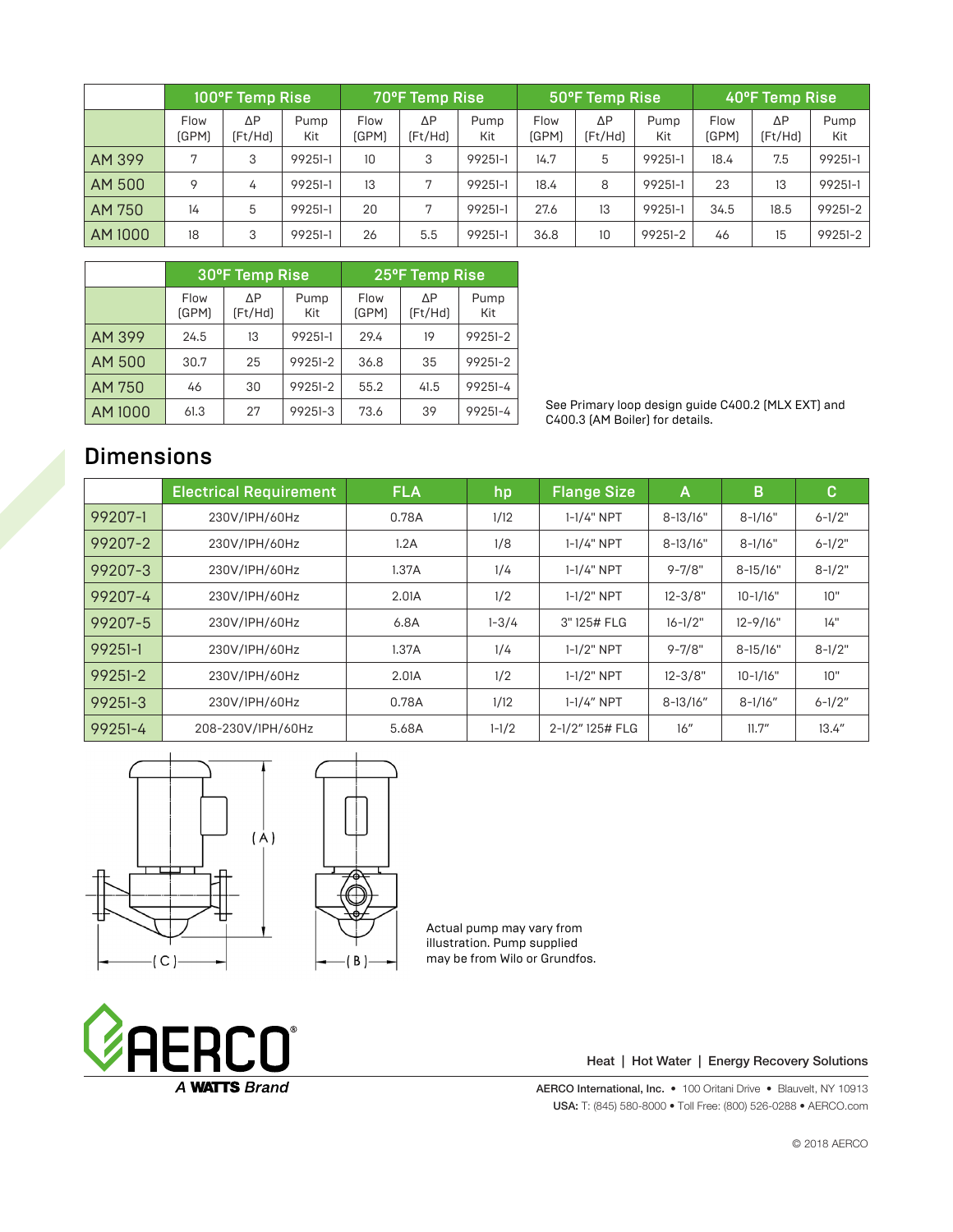| | 100°F Temp Rise | | | 70°F Temp Rise | | | 50°F Temp Rise | | | 40°F Temp Rise | | |
|---|---|---|---|---|---|---|---|---|---|---|---|---|
| | Flow (GPM) | ΔP (Ft/Hd) | Pump Kit | Flow (GPM) | ΔP (Ft/Hd) | Pump Kit | Flow (GPM) | ΔP (Ft/Hd) | Pump Kit | Flow (GPM) | ΔP (Ft/Hd) | Pump Kit |
| AM 399 | 7 | 3 | 99251-1 | 10 | 3 | 99251-1 | 14.7 | 5 | 99251-1 | 18.4 | 7.5 | 99251-1 |
| AM 500 | 9 | 4 | 99251-1 | 13 | 7 | 99251-1 | 18.4 | 8 | 99251-1 | 23 | 13 | 99251-1 |
| AM 750 | 14 | 5 | 99251-1 | 20 | 7 | 99251-1 | 27.6 | 13 | 99251-1 | 34.5 | 18.5 | 99251-2 |
| AM 1000 | 18 | 3 | 99251-1 | 26 | 5.5 | 99251-1 | 36.8 | 10 | 99251-2 | 46 | 15 | 99251-2 |

| | 30°F Temp Rise | | | 25°F Temp Rise | | |
|---|---|---|---|---|---|---|
| | Flow (GPM) | ΔP (Ft/Hd) | Pump Kit | Flow (GPM) | ΔP (Ft/Hd) | Pump Kit |
| AM 399 | 24.5 | 13 | 99251-1 | 29.4 | 19 | 99251-2 |
| AM 500 | 30.7 | 25 | 99251-2 | 36.8 | 35 | 99251-2 |
| AM 750 | 46 | 30 | 99251-2 | 55.2 | 41.5 | 99251-4 |
| AM 1000 | 61.3 | 27 | 99251-3 | 73.6 | 39 | 99251-4 |

See Primary loop design guide C400.2 (MLX EXT) and C400.3 (AM Boiler) for details.

## Dimensions

| | Electrical Requirement | FLA | hp | Flange Size | A | B | C |
|---|---|---|---|---|---|---|---|
| 99207-1 | 230V/1PH/60Hz | 0.78A | 1/12 | 1-1/4" NPT | 8-13/16" | 8-1/16" | 6-1/2" |
| 99207-2 | 230V/1PH/60Hz | 1.2A | 1/8 | 1-1/4" NPT | 8-13/16" | 8-1/16" | 6-1/2" |
| 99207-3 | 230V/1PH/60Hz | 1.37A | 1/4 | 1-1/4" NPT | 9-7/8" | 8-15/16" | 8-1/2" |
| 99207-4 | 230V/1PH/60Hz | 2.01A | 1/2 | 1-1/2" NPT | 12-3/8" | 10-1/16" | 10" |
| 99207-5 | 230V/1PH/60Hz | 6.8A | 1-3/4 | 3" 125# FLG | 16-1/2" | 12-9/16" | 14" |
| 99251-1 | 230V/1PH/60Hz | 1.37A | 1/4 | 1-1/2" NPT | 9-7/8" | 8-15/16" | 8-1/2" |
| 99251-2 | 230V/1PH/60Hz | 2.01A | 1/2 | 1-1/2" NPT | 12-3/8" | 10-1/16" | 10" |
| 99251-3 | 230V/1PH/60Hz | 0.78A | 1/12 | 1-1/4" NPT | 8-13/16" | 8-1/16" | 6-1/2" |
| 99251-4 | 208-230V/1PH/60Hz | 5.68A | 1-1/2 | 2-1/2" 125# FLG | 16" | 11.7" | 13.4" |

(A)

(C)

(B)

Actual pump may vary from illustration. Pump supplied may be from Wilo or Grundfos.

AERCO®

*A WATTS Brand*

Heat | Hot Water | Energy Recovery Solutions

**AERCO International, Inc.** • 100 Oritani Drive • Blauvelt, NY 10913

**USA:** T: (845) 580-8000 • Toll Free: (800) 526-0288 • AERCO.com

© 2018 AERCO